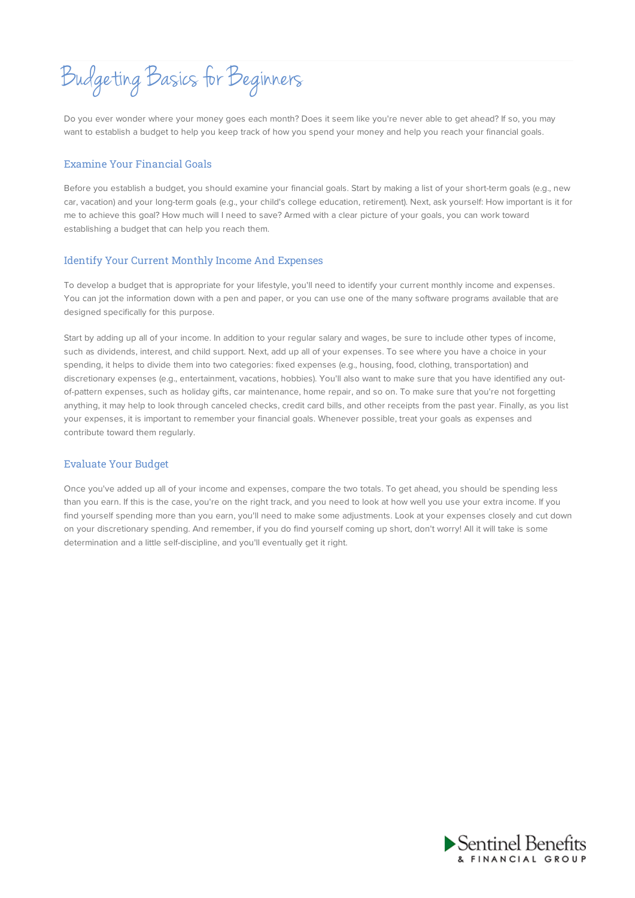# Budgeting Basics for Beginners

Do you ever wonder where your money goes each month? Does it seem like you're never able to get ahead? If so, you may want to establish a budget to help you keep track of how you spend your money and help you reach your financial goals.

## Examine Your Financial Goals

Before you establish a budget, you should examine your financial goals. Start by making a list of your short-term goals (e.g., new car, vacation) and your long-term goals (e.g., your child's college education, retirement). Next, ask yourself: How important is it for me to achieve this goal? How much will I need to save? Armed with a clear picture of your goals, you can work toward establishing a budget that can help you reach them.

## Identify Your Current Monthly Income And Expenses

To develop a budget that is appropriate for your lifestyle, you'll need to identify your current monthly income and expenses. You can jot the information down with a pen and paper, or you can use one of the many software programs available that are designed specifically for this purpose.

Start by adding up all of your income. In addition to your regular salary and wages, be sure to include other types of income, such as dividends, interest, and child support. Next, add up all of your expenses. To see where you have a choice in your spending, it helps to divide them into two categories: fixed expenses (e.g., housing, food, clothing, transportation) and discretionary expenses (e.g., entertainment, vacations, hobbies). You'll also want to make sure that you have identified any out-of-pattern expenses, such as holiday gifts, car maintenance, home repair, and so on. To make sure that you're not forgetting anything, it may help to look through canceled checks, credit card bills, and other receipts from the past year. Finally, as you list your expenses, it is important to remember your financial goals. Whenever possible, treat your goals as expenses and contribute toward them regularly.

## Evaluate Your Budget

Once you've added up all of your income and expenses, compare the two totals. To get ahead, you should be spending less than you earn. If this is the case, you're on the right track, and you need to look at how well you use your extra income. If you find yourself spending more than you earn, you'll need to make some adjustments. Look at your expenses closely and cut down on your discretionary spending. And remember, if you do find yourself coming up short, don't worry! All it will take is some determination and a little self-discipline, and you'll eventually get it right.

Sentinel Benefits & Financial Group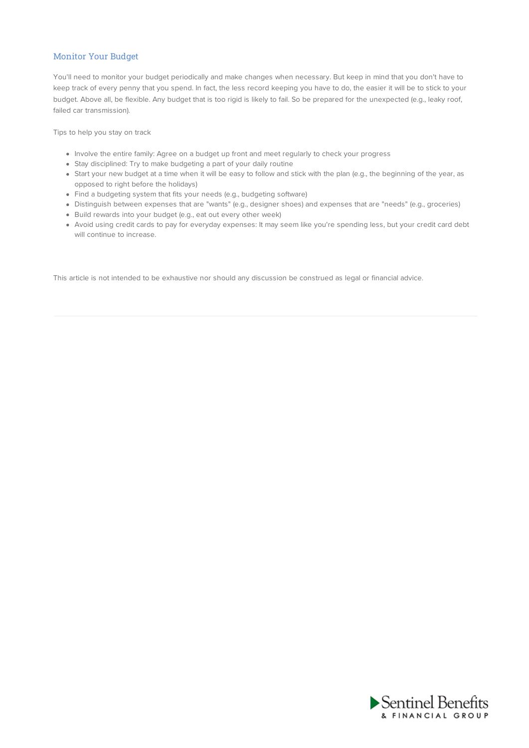## Monitor Your Budget

You'll need to monitor your budget periodically and make changes when necessary. But keep in mind that you don't have to keep track of every penny that you spend. In fact, the less record keeping you have to do, the easier it will be to stick to your budget. Above all, be flexible. Any budget that is too rigid is likely to fail. So be prepared for the unexpected (e.g., leaky roof, failed car transmission).

Tips to help you stay on track

- Involve the entire family: Agree on a budget up front and meet regularly to check your progress
- Stay disciplined: Try to make budgeting a part of your daily routine
- Start your new budget at a time when it will be easy to follow and stick with the plan (e.g., the beginning of the year, as opposed to right before the holidays)
- Find a budgeting system that fits your needs (e.g., budgeting software)
- Distinguish between expenses that are "wants" (e.g., designer shoes) and expenses that are "needs" (e.g., groceries)
- Build rewards into your budget (e.g., eat out every other week)
- Avoid using credit cards to pay for everyday expenses: It may seem like you're spending less, but your credit card debt will continue to increase.

This article is not intended to be exhaustive nor should any discussion be construed as legal or financial advice.

Sentinel Benefits & FINANCIAL GROUP